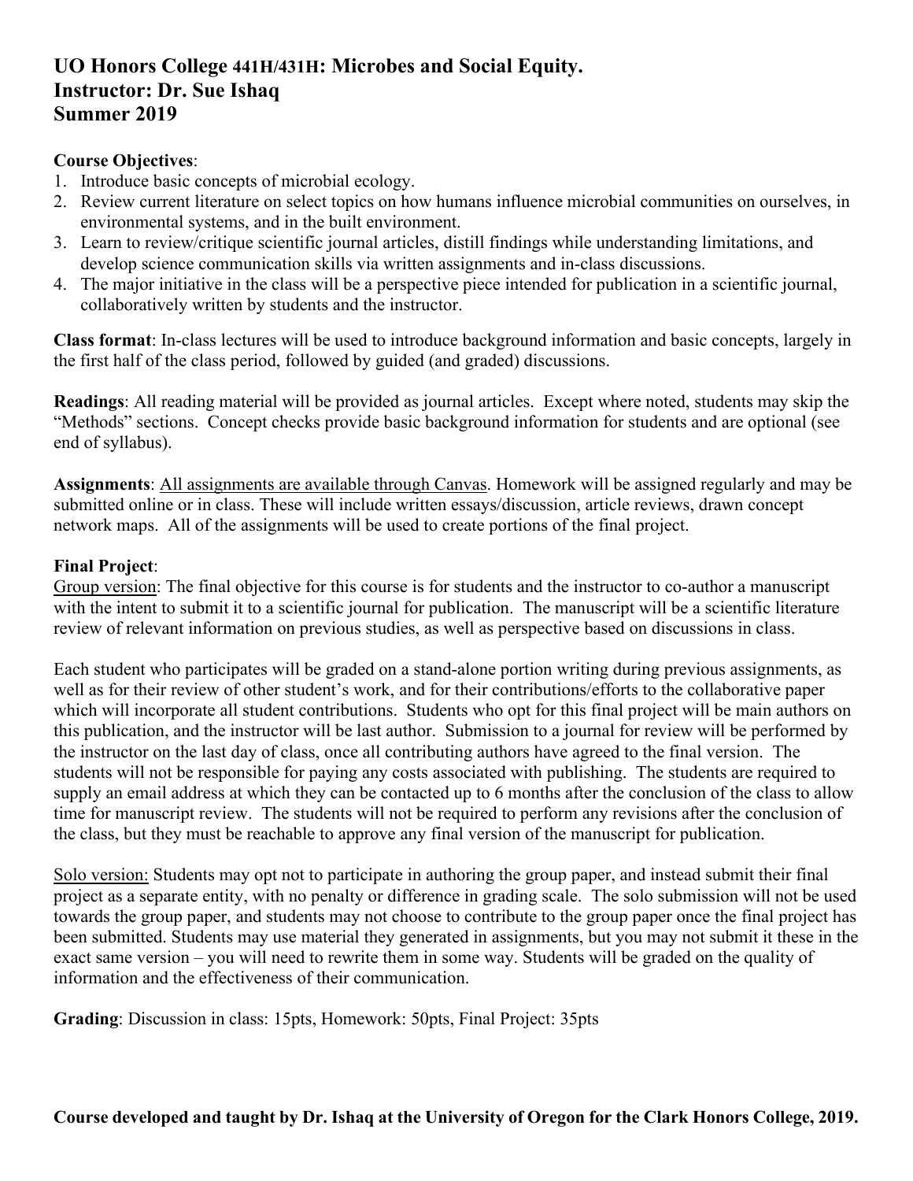# UO Honors College 441H/431H: Microbes and Social Equity.
# Instructor: Dr. Sue Ishaq
# Summer 2019

**Course Objectives**:
1. Introduce basic concepts of microbial ecology.
2. Review current literature on select topics on how humans influence microbial communities on ourselves, in environmental systems, and in the built environment.
3. Learn to review/critique scientific journal articles, distill findings while understanding limitations, and develop science communication skills via written assignments and in-class discussions.
4. The major initiative in the class will be a perspective piece intended for publication in a scientific journal, collaboratively written by students and the instructor.

**Class format**: In-class lectures will be used to introduce background information and basic concepts, largely in the first half of the class period, followed by guided (and graded) discussions.

**Readings**: All reading material will be provided as journal articles. Except where noted, students may skip the "Methods" sections. Concept checks provide basic background information for students and are optional (see end of syllabus).

**Assignments**: <u>All assignments are available through Canvas</u>. Homework will be assigned regularly and may be submitted online or in class. These will include written essays/discussion, article reviews, drawn concept network maps. All of the assignments will be used to create portions of the final project.

**Final Project**:

<u>Group version</u>: The final objective for this course is for students and the instructor to co-author a manuscript with the intent to submit it to a scientific journal for publication. The manuscript will be a scientific literature review of relevant information on previous studies, as well as perspective based on discussions in class.

Each student who participates will be graded on a stand-alone portion writing during previous assignments, as well as for their review of other student's work, and for their contributions/efforts to the collaborative paper which will incorporate all student contributions. Students who opt for this final project will be main authors on this publication, and the instructor will be last author. Submission to a journal for review will be performed by the instructor on the last day of class, once all contributing authors have agreed to the final version. The students will not be responsible for paying any costs associated with publishing. The students are required to supply an email address at which they can be contacted up to 6 months after the conclusion of the class to allow time for manuscript review. The students will not be required to perform any revisions after the conclusion of the class, but they must be reachable to approve any final version of the manuscript for publication.

<u>Solo version:</u> Students may opt not to participate in authoring the group paper, and instead submit their final project as a separate entity, with no penalty or difference in grading scale. The solo submission will not be used towards the group paper, and students may not choose to contribute to the group paper once the final project has been submitted. Students may use material they generated in assignments, but you may not submit it these in the exact same version – you will need to rewrite them in some way. Students will be graded on the quality of information and the effectiveness of their communication.

**Grading**: Discussion in class: 15pts, Homework: 50pts, Final Project: 35pts

**Course developed and taught by Dr. Ishaq at the University of Oregon for the Clark Honors College, 2019.**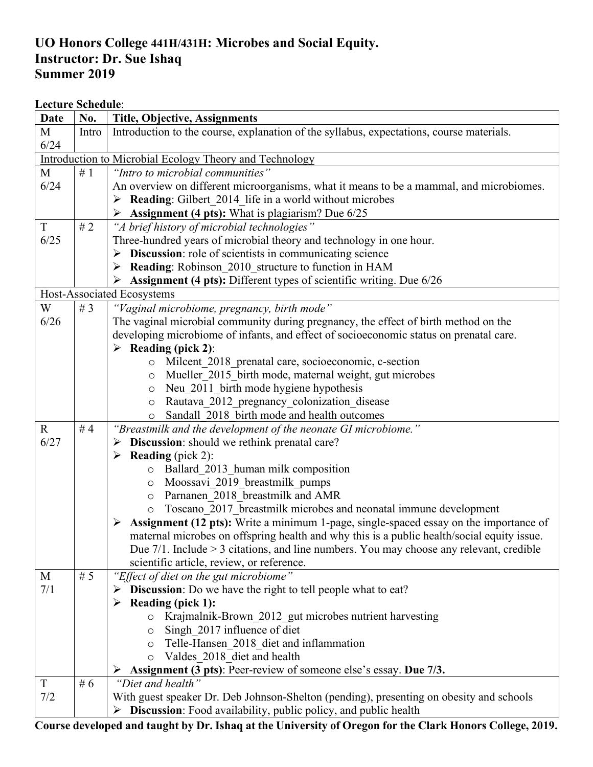**UO Honors College 441H/431H: Microbes and Social Equity.**
**Instructor: Dr. Sue Ishaq**
**Summer 2019**

**Lecture Schedule**:

| Date | No. | Title, Objective, Assignments |
|---|---|---|
| M 6/24 | Intro | Introduction to the course, explanation of the syllabus, expectations, course materials. |
| Introduction to Microbial Ecology Theory and Technology | | |
| M 6/24 | # 1 | *"Intro to microbial communities"*<br>An overview on different microorganisms, what it means to be a mammal, and microbiomes.<br>➢ **Reading**: Gilbert_2014_life in a world without microbes<br>➢ **Assignment (4 pts):** What is plagiarism? Due 6/25 |
| T 6/25 | # 2 | *"A brief history of microbial technologies"*<br>Three-hundred years of microbial theory and technology in one hour.<br>➢ **Discussion**: role of scientists in communicating science<br>➢ **Reading**: Robinson_2010_structure to function in HAM<br>➢ **Assignment (4 pts):** Different types of scientific writing. Due 6/26 |
| Host-Associated Ecosystems | | |
| W 6/26 | # 3 | *"Vaginal microbiome, pregnancy, birth mode"*<br>The vaginal microbial community during pregnancy, the effect of birth method on the developing microbiome of infants, and effect of socioeconomic status on prenatal care.<br>➢ **Reading (pick 2)**:<br>o Milcent_2018_prenatal care, socioeconomic, c-section<br>o Mueller_2015_birth mode, maternal weight, gut microbes<br>o Neu_2011_birth mode hygiene hypothesis<br>o Rautava_2012_pregnancy_colonization_disease<br>o Sandall_2018_birth mode and health outcomes |
| R 6/27 | # 4 | *"Breastmilk and the development of the neonate GI microbiome."*<br>➢ **Discussion**: should we rethink prenatal care?<br>➢ **Reading** (pick 2):<br>o Ballard_2013_human milk composition<br>o Moossavi_2019_breastmilk_pumps<br>o Parnanen_2018_breastmilk and AMR<br>o Toscano_2017_breastmilk microbes and neonatal immune development<br>➢ **Assignment (12 pts):** Write a minimum 1-page, single-spaced essay on the importance of maternal microbes on offspring health and why this is a public health/social equity issue. Due 7/1. Include > 3 citations, and line numbers. You may choose any relevant, credible scientific article, review, or reference. |
| M 7/1 | # 5 | *"Effect of diet on the gut microbiome"*<br>➢ **Discussion**: Do we have the right to tell people what to eat?<br>➢ **Reading (pick 1):**<br>o Krajmalnik-Brown_2012_gut microbes nutrient harvesting<br>o Singh_2017 influence of diet<br>o Telle-Hansen_2018_diet and inflammation<br>o Valdes_2018_diet and health<br>➢ **Assignment (3 pts)**: Peer-review of someone else's essay. **Due 7/3.** |
| T 7/2 | # 6 | *"Diet and health"*<br>With guest speaker Dr. Deb Johnson-Shelton (pending), presenting on obesity and schools<br>➢ **Discussion**: Food availability, public policy, and public health |

**Course developed and taught by Dr. Ishaq at the University of Oregon for the Clark Honors College, 2019.**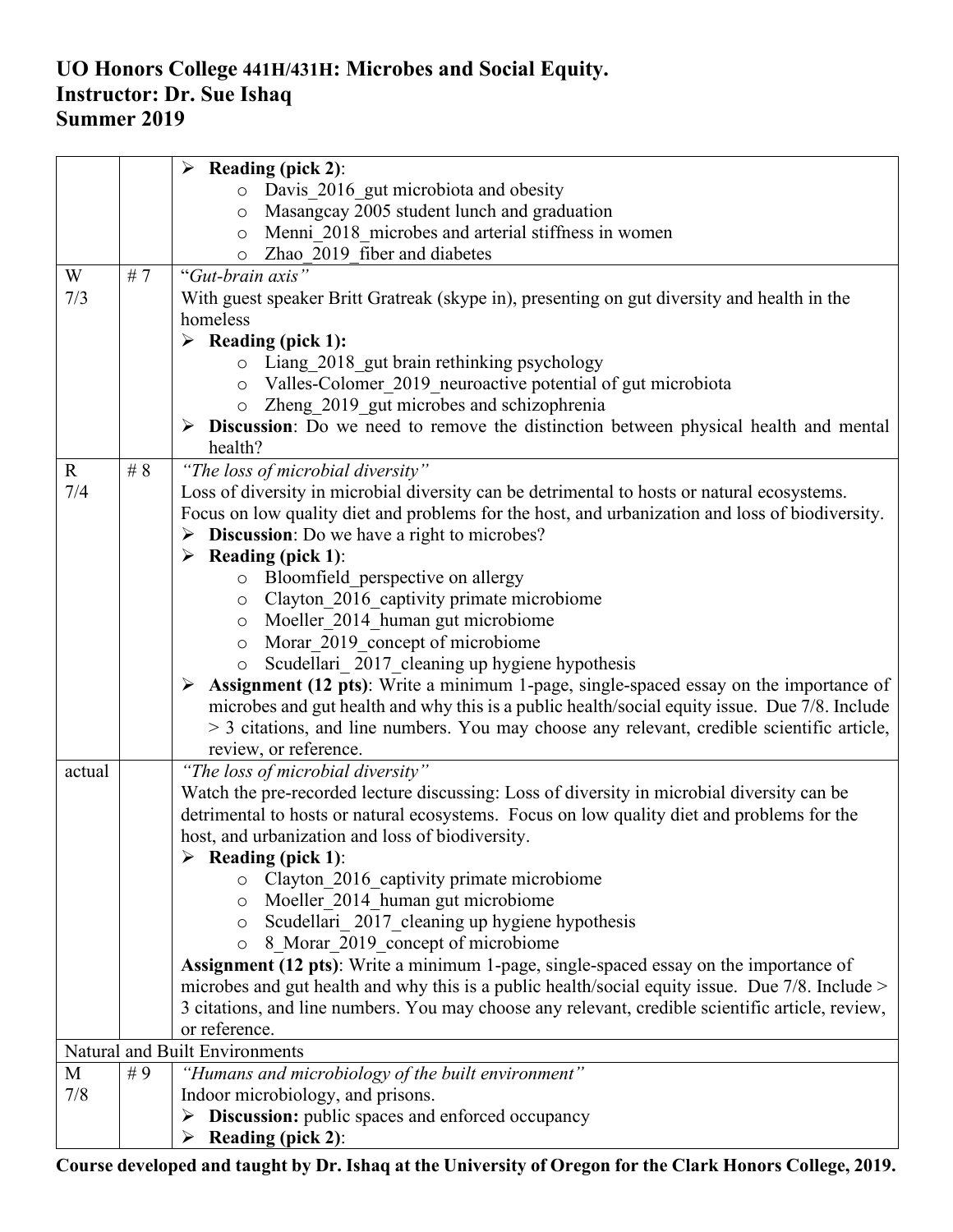## UO Honors College 441H/431H: Microbes and Social Equity.
## Instructor: Dr. Sue Ishaq
## Summer 2019

| | | |
|---|---|---|
| | | ➤ **Reading (pick 2)**:<br>○ Davis_2016_gut microbiota and obesity<br>○ Masangcay 2005 student lunch and graduation<br>○ Menni_2018_microbes and arterial stiffness in women<br>○ Zhao_2019_fiber and diabetes |
| W 7/3 | # 7 | "*Gut-brain axis"*<br>With guest speaker Britt Gratreak (skype in), presenting on gut diversity and health in the homeless<br>➤ **Reading (pick 1):**<br>○ Liang_2018_gut brain rethinking psychology<br>○ Valles-Colomer_2019_neuroactive potential of gut microbiota<br>○ Zheng_2019_gut microbes and schizophrenia<br>➤ **Discussion**: Do we need to remove the distinction between physical health and mental health? |
| R 7/4 | # 8 | *"The loss of microbial diversity"*<br>Loss of diversity in microbial diversity can be detrimental to hosts or natural ecosystems. Focus on low quality diet and problems for the host, and urbanization and loss of biodiversity.<br>➤ **Discussion**: Do we have a right to microbes?<br>➤ **Reading (pick 1)**:<br>○ Bloomfield_perspective on allergy<br>○ Clayton_2016_captivity primate microbiome<br>○ Moeller_2014_human gut microbiome<br>○ Morar_2019_concept of microbiome<br>○ Scudellari_ 2017_cleaning up hygiene hypothesis<br>➤ **Assignment (12 pts)**: Write a minimum 1-page, single-spaced essay on the importance of microbes and gut health and why this is a public health/social equity issue. Due 7/8. Include > 3 citations, and line numbers. You may choose any relevant, credible scientific article, review, or reference. |
| actual | | *"The loss of microbial diversity"*<br>Watch the pre-recorded lecture discussing: Loss of diversity in microbial diversity can be detrimental to hosts or natural ecosystems. Focus on low quality diet and problems for the host, and urbanization and loss of biodiversity.<br>➤ **Reading (pick 1)**:<br>○ Clayton_2016_captivity primate microbiome<br>○ Moeller_2014_human gut microbiome<br>○ Scudellari_ 2017_cleaning up hygiene hypothesis<br>○ 8_Morar_2019_concept of microbiome<br>**Assignment (12 pts)**: Write a minimum 1-page, single-spaced essay on the importance of microbes and gut health and why this is a public health/social equity issue. Due 7/8. Include > 3 citations, and line numbers. You may choose any relevant, credible scientific article, review, or reference. |
| Natural and Built Environments | | |
| M 7/8 | # 9 | *"Humans and microbiology of the built environment"*<br>Indoor microbiology, and prisons.<br>➤ **Discussion:** public spaces and enforced occupancy<br>➤ **Reading (pick 2)**: |

**Course developed and taught by Dr. Ishaq at the University of Oregon for the Clark Honors College, 2019.**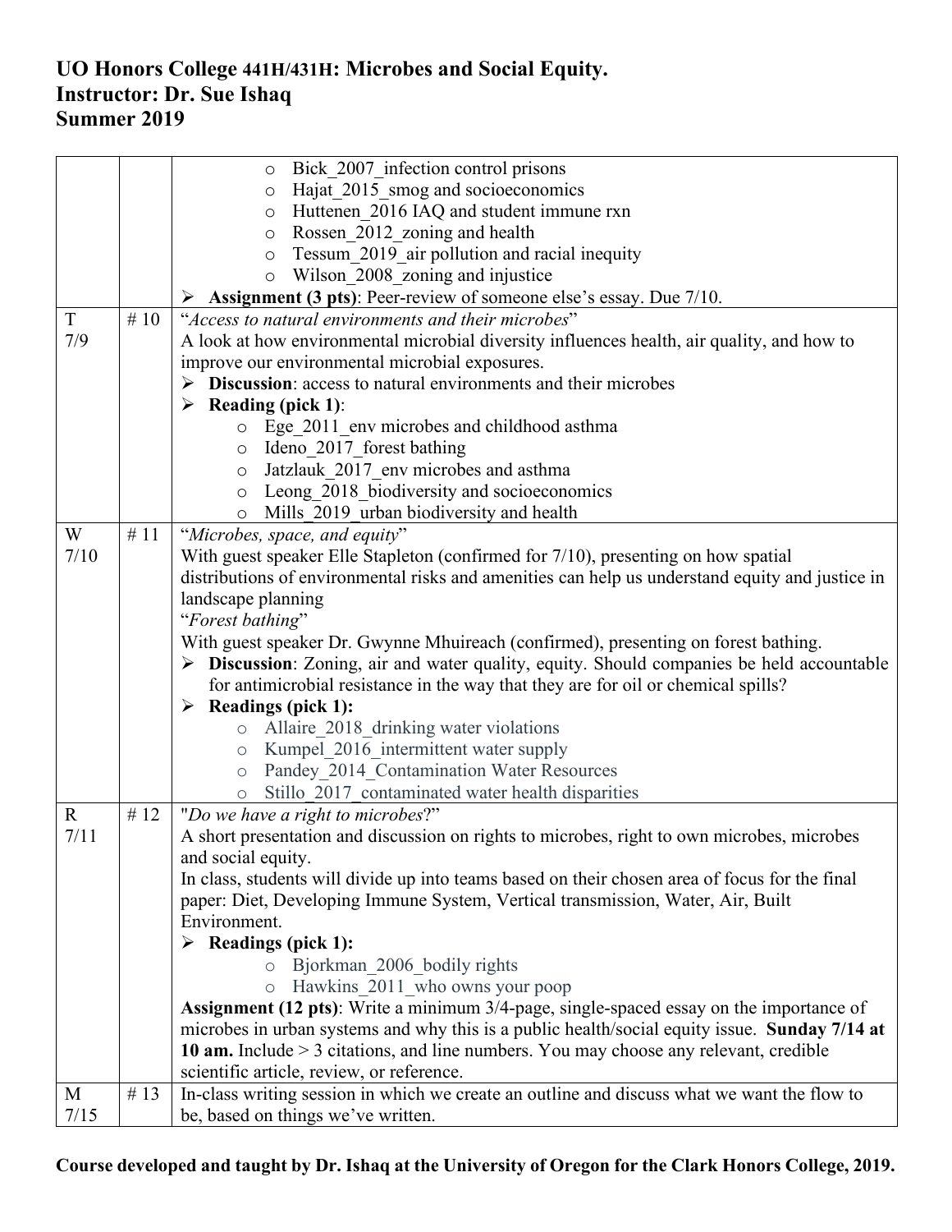**UO Honors College 441H/431H: Microbes and Social Equity.**
**Instructor: Dr. Sue Ishaq**
**Summer 2019**

| | | |
|---|---|---|
| | | ○ Bick_2007_infection control prisons<br>○ Hajat_2015_smog and socioeconomics<br>○ Huttenen_2016 IAQ and student immune rxn<br>○ Rossen_2012_zoning and health<br>○ Tessum_2019_air pollution and racial inequity<br>○ Wilson_2008_zoning and injustice<br>➢ **Assignment (3 pts)**: Peer-review of someone else's essay. Due 7/10. |
| T 7/9 | # 10 | "*Access to natural environments and their microbes*"<br>A look at how environmental microbial diversity influences health, air quality, and how to improve our environmental microbial exposures.<br>➢ **Discussion**: access to natural environments and their microbes<br>➢ **Reading (pick 1)**:<br>○ Ege_2011_env microbes and childhood asthma<br>○ Ideno_2017_forest bathing<br>○ Jatzlauk_2017_env microbes and asthma<br>○ Leong_2018_biodiversity and socioeconomics<br>○ Mills_2019_urban biodiversity and health |
| W 7/10 | # 11 | "*Microbes, space, and equity*"<br>With guest speaker Elle Stapleton (confirmed for 7/10), presenting on how spatial distributions of environmental risks and amenities can help us understand equity and justice in landscape planning<br>"*Forest bathing*"<br>With guest speaker Dr. Gwynne Mhuireach (confirmed), presenting on forest bathing.<br>➢ **Discussion**: Zoning, air and water quality, equity. Should companies be held accountable for antimicrobial resistance in the way that they are for oil or chemical spills?<br>➢ **Readings (pick 1):**<br>○ Allaire_2018_drinking water violations<br>○ Kumpel_2016_intermittent water supply<br>○ Pandey_2014_Contamination Water Resources<br>○ Stillo_2017_contaminated water health disparities |
| R 7/11 | # 12 | "*Do we have a right to microbes*?"<br>A short presentation and discussion on rights to microbes, right to own microbes, microbes and social equity.<br>In class, students will divide up into teams based on their chosen area of focus for the final paper: Diet, Developing Immune System, Vertical transmission, Water, Air, Built Environment.<br>➢ **Readings (pick 1):**<br>○ Bjorkman_2006_bodily rights<br>○ Hawkins_2011_who owns your poop<br>**Assignment (12 pts)**: Write a minimum 3/4-page, single-spaced essay on the importance of microbes in urban systems and why this is a public health/social equity issue. **Sunday 7/14 at 10 am.** Include > 3 citations, and line numbers. You may choose any relevant, credible scientific article, review, or reference. |
| M 7/15 | # 13 | In-class writing session in which we create an outline and discuss what we want the flow to be, based on things we've written. |

**Course developed and taught by Dr. Ishaq at the University of Oregon for the Clark Honors College, 2019.**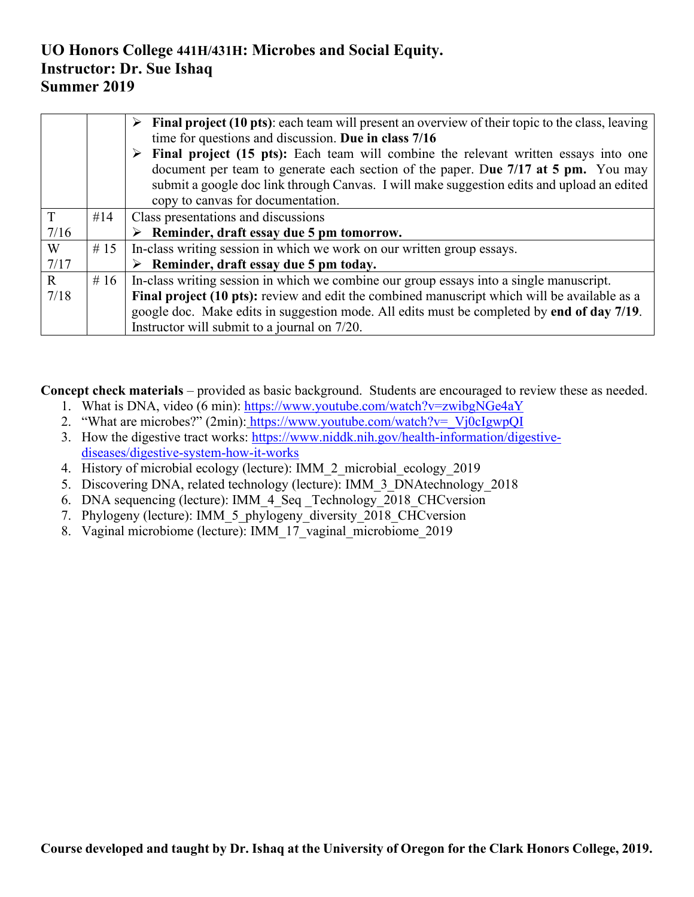**UO Honors College 441H/431H: Microbes and Social Equity.**
**Instructor: Dr. Sue Ishaq**
**Summer 2019**

| | | |
|---|---|---|
| | | ➢ **Final project (10 pts)**: each team will present an overview of their topic to the class, leaving time for questions and discussion. **Due in class 7/16**<br>➢ **Final project (15 pts):** Each team will combine the relevant written essays into one document per team to generate each section of the paper. D**ue 7/17 at 5 pm.** You may submit a google doc link through Canvas. I will make suggestion edits and upload an edited copy to canvas for documentation. |
| T 7/16 | #14 | Class presentations and discussions<br>➢ **Reminder, draft essay due 5 pm tomorrow.** |
| W 7/17 | # 15 | In-class writing session in which we work on our written group essays.<br>➢ **Reminder, draft essay due 5 pm today.** |
| R 7/18 | # 16 | In-class writing session in which we combine our group essays into a single manuscript.<br>**Final project (10 pts):** review and edit the combined manuscript which will be available as a google doc. Make edits in suggestion mode. All edits must be completed by **end of day 7/19**. Instructor will submit to a journal on 7/20. |

**Concept check materials** – provided as basic background. Students are encouraged to review these as needed.

1. What is DNA, video (6 min): https://www.youtube.com/watch?v=zwibgNGe4aY
2. "What are microbes?" (2min): https://www.youtube.com/watch?v=_Vj0cIgwpQI
3. How the digestive tract works: https://www.niddk.nih.gov/health-information/digestive-diseases/digestive-system-how-it-works
4. History of microbial ecology (lecture): IMM_2_microbial_ecology_2019
5. Discovering DNA, related technology (lecture): IMM_3_DNAtechnology_2018
6. DNA sequencing (lecture): IMM_4_Seq _Technology_2018_CHCversion
7. Phylogeny (lecture): IMM_5_phylogeny_diversity_2018_CHCversion
8. Vaginal microbiome (lecture): IMM_17_vaginal_microbiome_2019

**Course developed and taught by Dr. Ishaq at the University of Oregon for the Clark Honors College, 2019.**